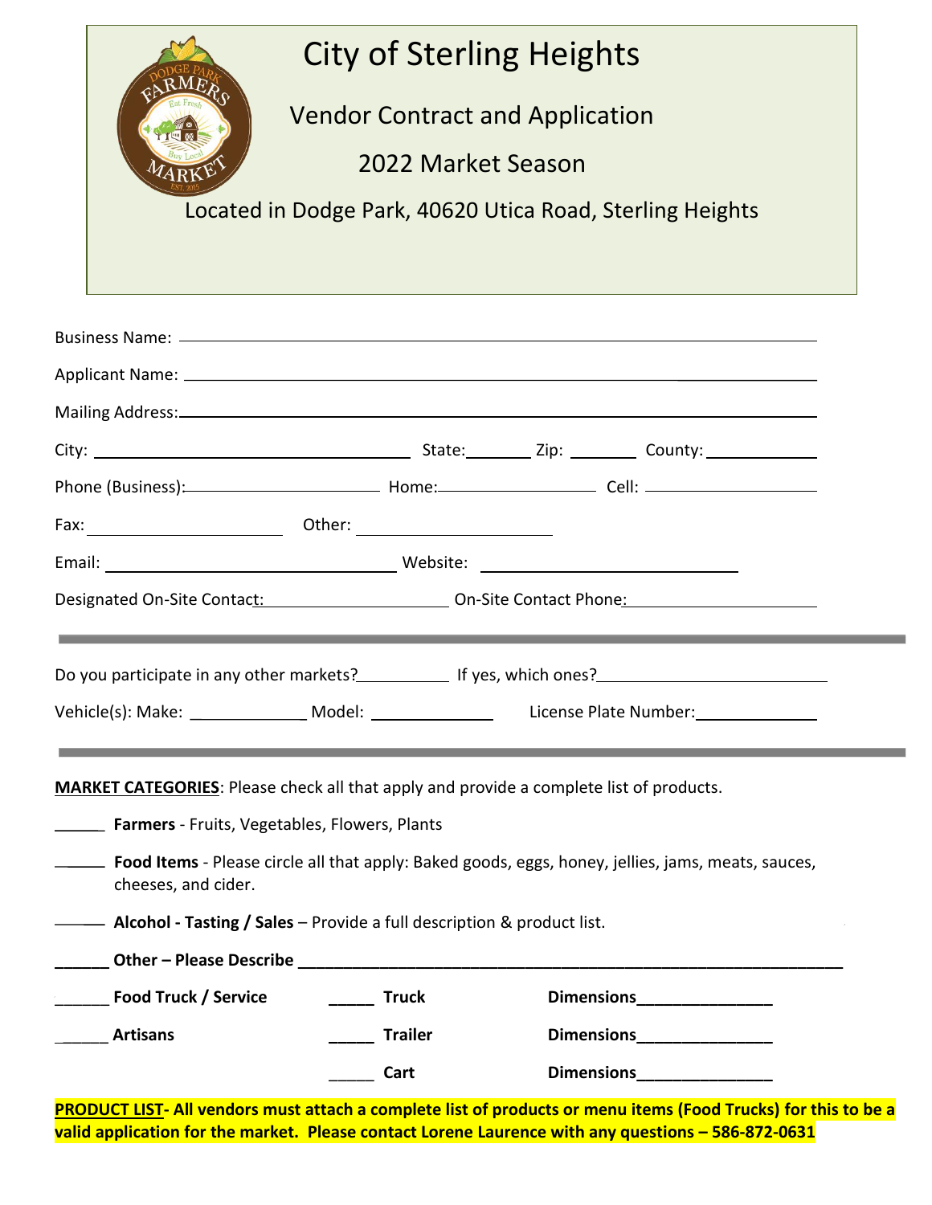# City of Sterling Heights

## Vendor Contract and Application

## 2022 Market Season

Located in Dodge Park, 40620 Utica Road, Sterling Heights

Business Name: ______________________________________________

Applicant Name: ______________________________________________

Mailing Address: ______________________________________________

City: ______________________ State: ________ Zip: ________ County: ____________

Phone (Business): ______________________ Home: __________________ Cell: ____________________

Fax: ______________________ Other: ______________________

Email: ______________________________ Website: ______________________________

Designated On-Site Contact: ______________________ On-Site Contact Phone: ______________________

---

Do you participate in any other markets? __________ If yes, which ones? ______________________

Vehicle(s): Make: ______________ Model: ______________ License Plate Number: ______________

---

**MARKET CATEGORIES**: Please check all that apply and provide a complete list of products.

______ **Farmers** - Fruits, Vegetables, Flowers, Plants

______ **Food Items** - Please circle all that apply: Baked goods, eggs, honey, jellies, jams, meats, sauces, cheeses, and cider.

______ **Alcohol - Tasting / Sales** – Provide a full description & product list.

______ **Other – Please Describe** ______________________________________________

______ **Food Truck / Service** _____ **Truck** **Dimensions**_______________

______ **Artisans** _____ **Trailer** **Dimensions**_______________

_____ **Cart** **Dimensions**_______________

**PRODUCT LIST- All vendors must attach a complete list of products or menu items (Food Trucks) for this to be a valid application for the market. Please contact Lorene Laurence with any questions – 586-872-0631**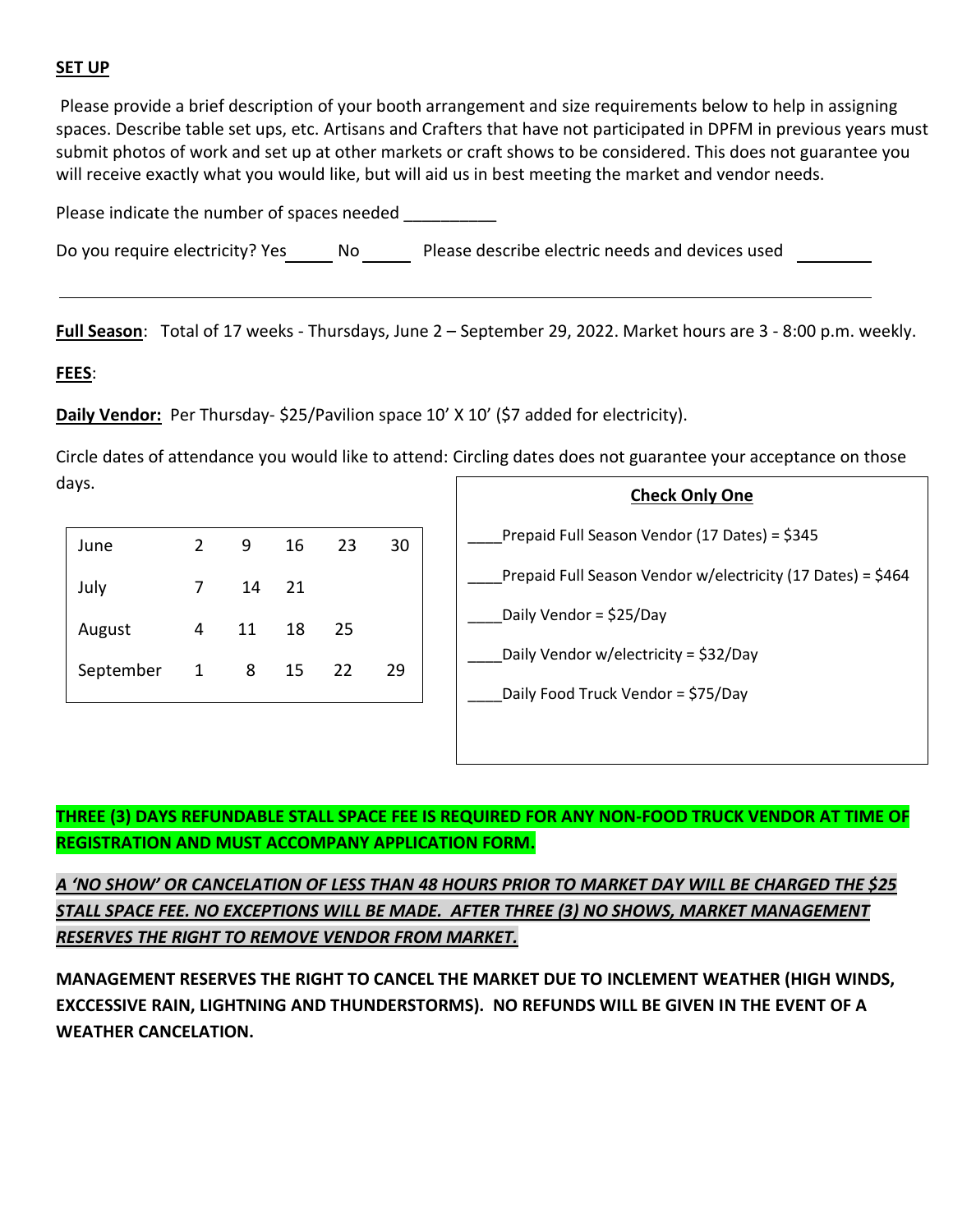**SET UP**

Please provide a brief description of your booth arrangement and size requirements below to help in assigning spaces. Describe table set ups, etc. Artisans and Crafters that have not participated in DPFM in previous years must submit photos of work and set up at other markets or craft shows to be considered. This does not guarantee you will receive exactly what you would like, but will aid us in best meeting the market and vendor needs.

Please indicate the number of spaces needed __________

Do you require electricity? Yes_____ No _____ Please describe electric needs and devices used ________

______________________________________________________________________________

**Full Season**: Total of 17 weeks - Thursdays, June 2 – September 29, 2022. Market hours are 3 - 8:00 p.m. weekly.

**FEES**:

**Daily Vendor:** Per Thursday- $25/Pavilion space 10' X 10' ($7 added for electricity).

Circle dates of attendance you would like to attend: Circling dates does not guarantee your acceptance on those days.

| | | | | | |
|---|---|---|---|---|---|
| June | 2 | 9 | 16 | 23 | 30 |
| July | 7 | 14 | 21 | | |
| August | 4 | 11 | 18 | 25 | |
| September | 1 | 8 | 15 | 22 | 29 |

**Check Only One**

____Prepaid Full Season Vendor (17 Dates) = $345

____Prepaid Full Season Vendor w/electricity (17 Dates) = $464

____Daily Vendor = $25/Day

____Daily Vendor w/electricity = $32/Day

____Daily Food Truck Vendor = $75/Day

**THREE (3) DAYS REFUNDABLE STALL SPACE FEE IS REQUIRED FOR ANY NON-FOOD TRUCK VENDOR AT TIME OF REGISTRATION AND MUST ACCOMPANY APPLICATION FORM.**

***A 'NO SHOW' OR CANCELATION OF LESS THAN 48 HOURS PRIOR TO MARKET DAY WILL BE CHARGED THE $25 STALL SPACE FEE. NO EXCEPTIONS WILL BE MADE. AFTER THREE (3) NO SHOWS, MARKET MANAGEMENT RESERVES THE RIGHT TO REMOVE VENDOR FROM MARKET.***

**MANAGEMENT RESERVES THE RIGHT TO CANCEL THE MARKET DUE TO INCLEMENT WEATHER (HIGH WINDS, EXCCESSIVE RAIN, LIGHTNING AND THUNDERSTORMS). NO REFUNDS WILL BE GIVEN IN THE EVENT OF A WEATHER CANCELATION.**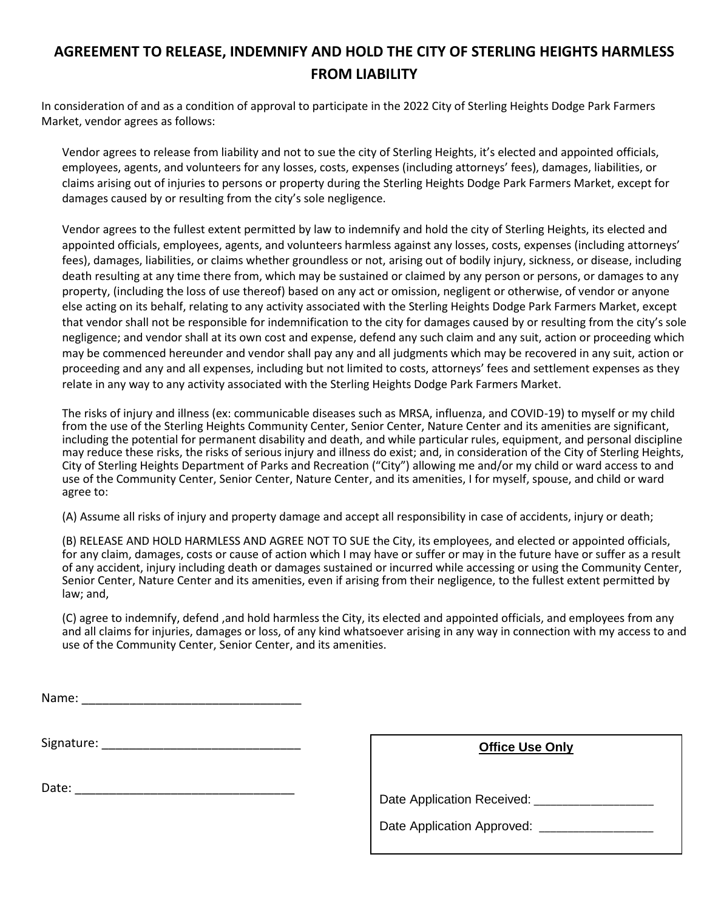# AGREEMENT TO RELEASE, INDEMNIFY AND HOLD THE CITY OF STERLING HEIGHTS HARMLESS FROM LIABILITY

In consideration of and as a condition of approval to participate in the 2022 City of Sterling Heights Dodge Park Farmers Market, vendor agrees as follows:

Vendor agrees to release from liability and not to sue the city of Sterling Heights, it's elected and appointed officials, employees, agents, and volunteers for any losses, costs, expenses (including attorneys' fees), damages, liabilities, or claims arising out of injuries to persons or property during the Sterling Heights Dodge Park Farmers Market, except for damages caused by or resulting from the city's sole negligence.

Vendor agrees to the fullest extent permitted by law to indemnify and hold the city of Sterling Heights, its elected and appointed officials, employees, agents, and volunteers harmless against any losses, costs, expenses (including attorneys' fees), damages, liabilities, or claims whether groundless or not, arising out of bodily injury, sickness, or disease, including death resulting at any time there from, which may be sustained or claimed by any person or persons, or damages to any property, (including the loss of use thereof) based on any act or omission, negligent or otherwise, of vendor or anyone else acting on its behalf, relating to any activity associated with the Sterling Heights Dodge Park Farmers Market, except that vendor shall not be responsible for indemnification to the city for damages caused by or resulting from the city's sole negligence; and vendor shall at its own cost and expense, defend any such claim and any suit, action or proceeding which may be commenced hereunder and vendor shall pay any and all judgments which may be recovered in any suit, action or proceeding and any and all expenses, including but not limited to costs, attorneys' fees and settlement expenses as they relate in any way to any activity associated with the Sterling Heights Dodge Park Farmers Market.

The risks of injury and illness (ex: communicable diseases such as MRSA, influenza, and COVID-19) to myself or my child from the use of the Sterling Heights Community Center, Senior Center, Nature Center and its amenities are significant, including the potential for permanent disability and death, and while particular rules, equipment, and personal discipline may reduce these risks, the risks of serious injury and illness do exist; and, in consideration of the City of Sterling Heights, City of Sterling Heights Department of Parks and Recreation ("City") allowing me and/or my child or ward access to and use of the Community Center, Senior Center, Nature Center, and its amenities, I for myself, spouse, and child or ward agree to:

(A) Assume all risks of injury and property damage and accept all responsibility in case of accidents, injury or death;

(B) RELEASE AND HOLD HARMLESS AND AGREE NOT TO SUE the City, its employees, and elected or appointed officials, for any claim, damages, costs or cause of action which I may have or suffer or may in the future have or suffer as a result of any accident, injury including death or damages sustained or incurred while accessing or using the Community Center, Senior Center, Nature Center and its amenities, even if arising from their negligence, to the fullest extent permitted by law; and,

(C) agree to indemnify, defend ,and hold harmless the City, its elected and appointed officials, and employees from any and all claims for injuries, damages or loss, of any kind whatsoever arising in any way in connection with my access to and use of the Community Center, Senior Center, and its amenities.

Name: ________________________________

Signature: ____________________________

Date: ________________________________

**Office Use Only**

Date Application Received: ________________

Date Application Approved: ________________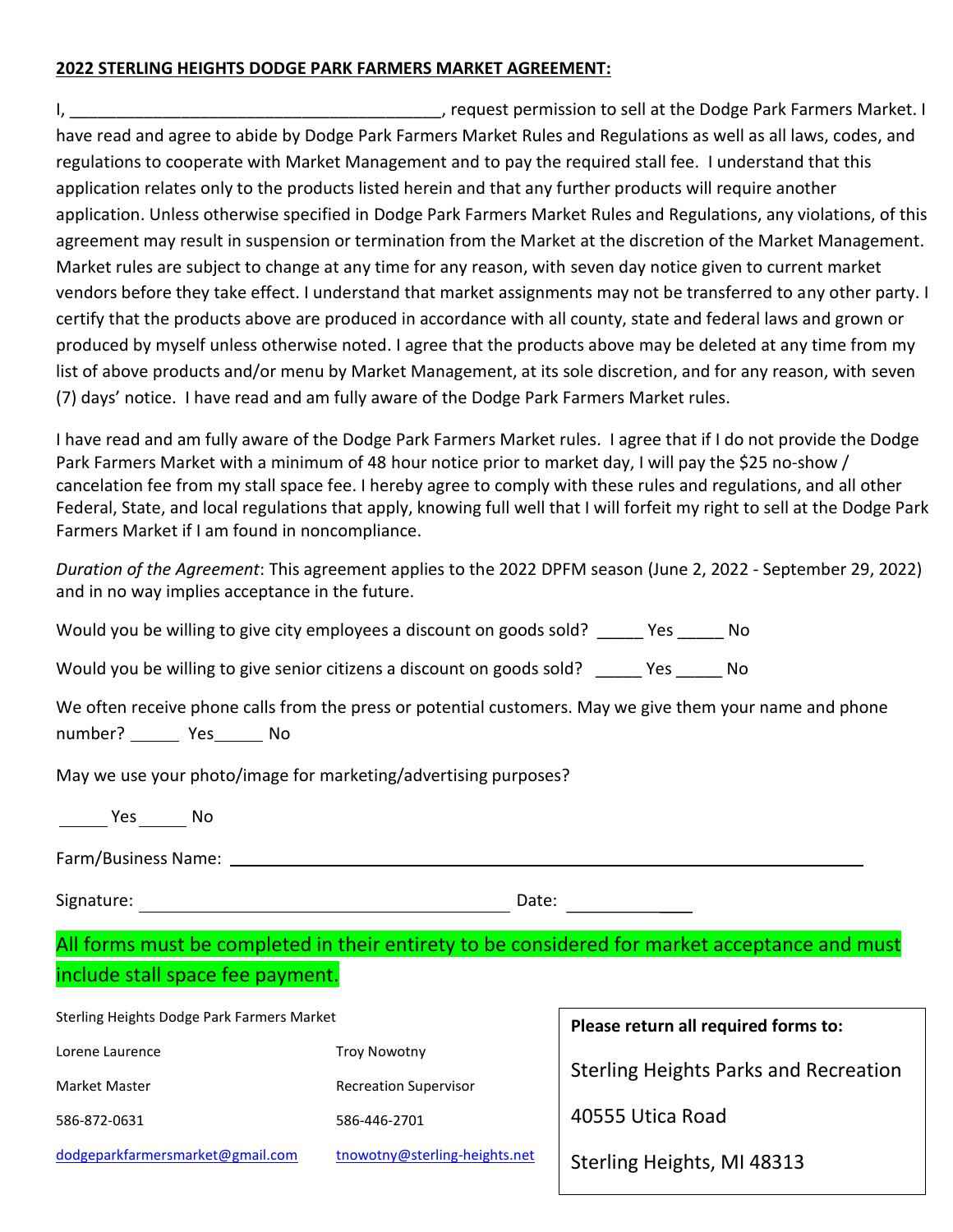**2022 STERLING HEIGHTS DODGE PARK FARMERS MARKET AGREEMENT:**

I, ________________________________________, request permission to sell at the Dodge Park Farmers Market. I have read and agree to abide by Dodge Park Farmers Market Rules and Regulations as well as all laws, codes, and regulations to cooperate with Market Management and to pay the required stall fee. I understand that this application relates only to the products listed herein and that any further products will require another application. Unless otherwise specified in Dodge Park Farmers Market Rules and Regulations, any violations, of this agreement may result in suspension or termination from the Market at the discretion of the Market Management. Market rules are subject to change at any time for any reason, with seven day notice given to current market vendors before they take effect. I understand that market assignments may not be transferred to any other party. I certify that the products above are produced in accordance with all county, state and federal laws and grown or produced by myself unless otherwise noted. I agree that the products above may be deleted at any time from my list of above products and/or menu by Market Management, at its sole discretion, and for any reason, with seven (7) days' notice. I have read and am fully aware of the Dodge Park Farmers Market rules.

I have read and am fully aware of the Dodge Park Farmers Market rules. I agree that if I do not provide the Dodge Park Farmers Market with a minimum of 48 hour notice prior to market day, I will pay the $25 no-show / cancelation fee from my stall space fee. I hereby agree to comply with these rules and regulations, and all other Federal, State, and local regulations that apply, knowing full well that I will forfeit my right to sell at the Dodge Park Farmers Market if I am found in noncompliance.

*Duration of the Agreement*: This agreement applies to the 2022 DPFM season (June 2, 2022 - September 29, 2022) and in no way implies acceptance in the future.

Would you be willing to give city employees a discount on goods sold? _____ Yes _____ No

Would you be willing to give senior citizens a discount on goods sold? _____ Yes _____ No

We often receive phone calls from the press or potential customers. May we give them your name and phone number? _____ Yes _____ No

May we use your photo/image for marketing/advertising purposes?

_____ Yes _____ No

Farm/Business Name: ____________________________________________

Signature: ______________________________ Date: ____________

All forms must be completed in their entirety to be considered for market acceptance and must include stall space fee payment.

Sterling Heights Dodge Park Farmers Market

| | |
|---|---|
| Lorene Laurence | Troy Nowotny |
| Market Master | Recreation Supervisor |
| 586-872-0631 | 586-446-2701 |
| dodgeparkfarmersmarket@gmail.com | tnowotny@sterling-heights.net |

**Please return all required forms to:**

Sterling Heights Parks and Recreation

40555 Utica Road

Sterling Heights, MI 48313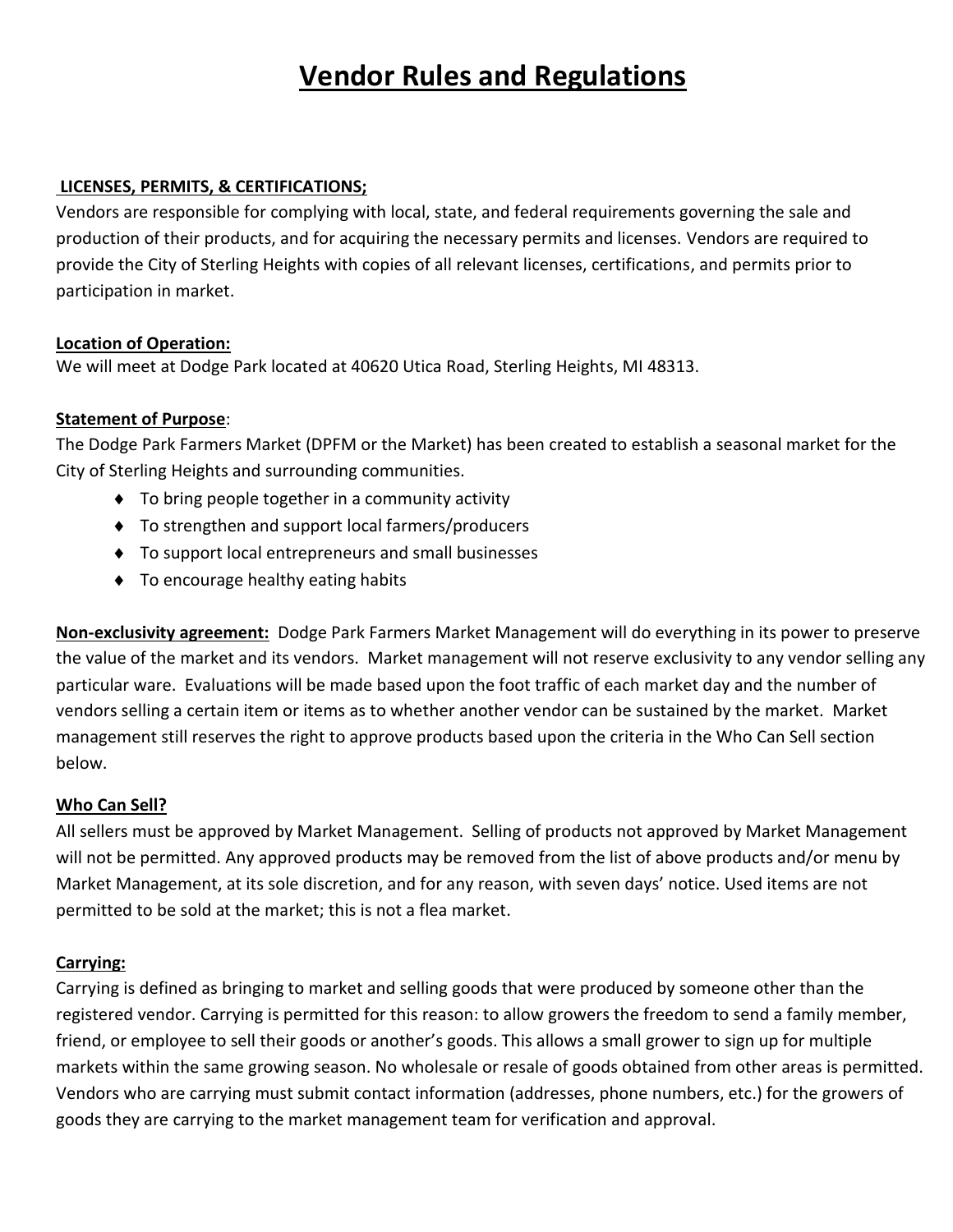# Vendor Rules and Regulations

**LICENSES, PERMITS, & CERTIFICATIONS;**

Vendors are responsible for complying with local, state, and federal requirements governing the sale and production of their products, and for acquiring the necessary permits and licenses. Vendors are required to provide the City of Sterling Heights with copies of all relevant licenses, certifications, and permits prior to participation in market.

**Location of Operation:**

We will meet at Dodge Park located at 40620 Utica Road, Sterling Heights, MI 48313.

**Statement of Purpose**:

The Dodge Park Farmers Market (DPFM or the Market) has been created to establish a seasonal market for the City of Sterling Heights and surrounding communities.

- To bring people together in a community activity
- To strengthen and support local farmers/producers
- To support local entrepreneurs and small businesses
- To encourage healthy eating habits

**Non-exclusivity agreement:** Dodge Park Farmers Market Management will do everything in its power to preserve the value of the market and its vendors. Market management will not reserve exclusivity to any vendor selling any particular ware. Evaluations will be made based upon the foot traffic of each market day and the number of vendors selling a certain item or items as to whether another vendor can be sustained by the market. Market management still reserves the right to approve products based upon the criteria in the Who Can Sell section below.

**Who Can Sell?**

All sellers must be approved by Market Management. Selling of products not approved by Market Management will not be permitted. Any approved products may be removed from the list of above products and/or menu by Market Management, at its sole discretion, and for any reason, with seven days' notice. Used items are not permitted to be sold at the market; this is not a flea market.

**Carrying:**

Carrying is defined as bringing to market and selling goods that were produced by someone other than the registered vendor. Carrying is permitted for this reason: to allow growers the freedom to send a family member, friend, or employee to sell their goods or another's goods. This allows a small grower to sign up for multiple markets within the same growing season. No wholesale or resale of goods obtained from other areas is permitted. Vendors who are carrying must submit contact information (addresses, phone numbers, etc.) for the growers of goods they are carrying to the market management team for verification and approval.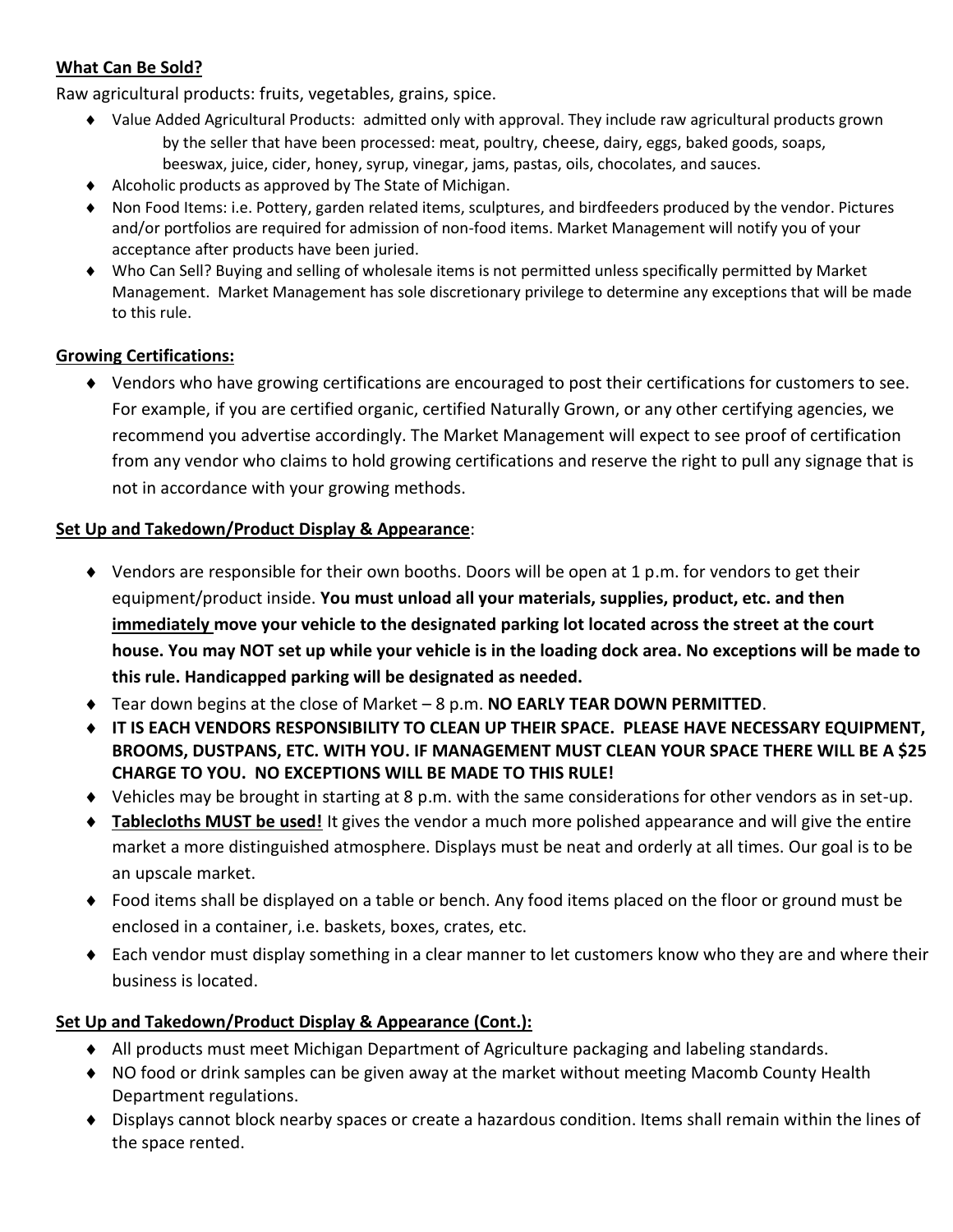**What Can Be Sold?**

Raw agricultural products: fruits, vegetables, grains, spice.

- Value Added Agricultural Products: admitted only with approval. They include raw agricultural products grown by the seller that have been processed: meat, poultry, cheese, dairy, eggs, baked goods, soaps, beeswax, juice, cider, honey, syrup, vinegar, jams, pastas, oils, chocolates, and sauces.
- Alcoholic products as approved by The State of Michigan.
- Non Food Items: i.e. Pottery, garden related items, sculptures, and birdfeeders produced by the vendor. Pictures and/or portfolios are required for admission of non-food items. Market Management will notify you of your acceptance after products have been juried.
- Who Can Sell? Buying and selling of wholesale items is not permitted unless specifically permitted by Market Management. Market Management has sole discretionary privilege to determine any exceptions that will be made to this rule.

**Growing Certifications:**

- Vendors who have growing certifications are encouraged to post their certifications for customers to see. For example, if you are certified organic, certified Naturally Grown, or any other certifying agencies, we recommend you advertise accordingly. The Market Management will expect to see proof of certification from any vendor who claims to hold growing certifications and reserve the right to pull any signage that is not in accordance with your growing methods.

**Set Up and Takedown/Product Display & Appearance**:

- Vendors are responsible for their own booths. Doors will be open at 1 p.m. for vendors to get their equipment/product inside. **You must unload all your materials, supplies, product, etc. and then immediately move your vehicle to the designated parking lot located across the street at the court house. You may NOT set up while your vehicle is in the loading dock area. No exceptions will be made to this rule. Handicapped parking will be designated as needed.**
- Tear down begins at the close of Market – 8 p.m. **NO EARLY TEAR DOWN PERMITTED**.
- **IT IS EACH VENDORS RESPONSIBILITY TO CLEAN UP THEIR SPACE. PLEASE HAVE NECESSARY EQUIPMENT, BROOMS, DUSTPANS, ETC. WITH YOU. IF MANAGEMENT MUST CLEAN YOUR SPACE THERE WILL BE A $25 CHARGE TO YOU. NO EXCEPTIONS WILL BE MADE TO THIS RULE!**
- Vehicles may be brought in starting at 8 p.m. with the same considerations for other vendors as in set-up.
- **Tablecloths MUST be used!** It gives the vendor a much more polished appearance and will give the entire market a more distinguished atmosphere. Displays must be neat and orderly at all times. Our goal is to be an upscale market.
- Food items shall be displayed on a table or bench. Any food items placed on the floor or ground must be enclosed in a container, i.e. baskets, boxes, crates, etc.
- Each vendor must display something in a clear manner to let customers know who they are and where their business is located.

**Set Up and Takedown/Product Display & Appearance (Cont.):**

- All products must meet Michigan Department of Agriculture packaging and labeling standards.
- NO food or drink samples can be given away at the market without meeting Macomb County Health Department regulations.
- Displays cannot block nearby spaces or create a hazardous condition. Items shall remain within the lines of the space rented.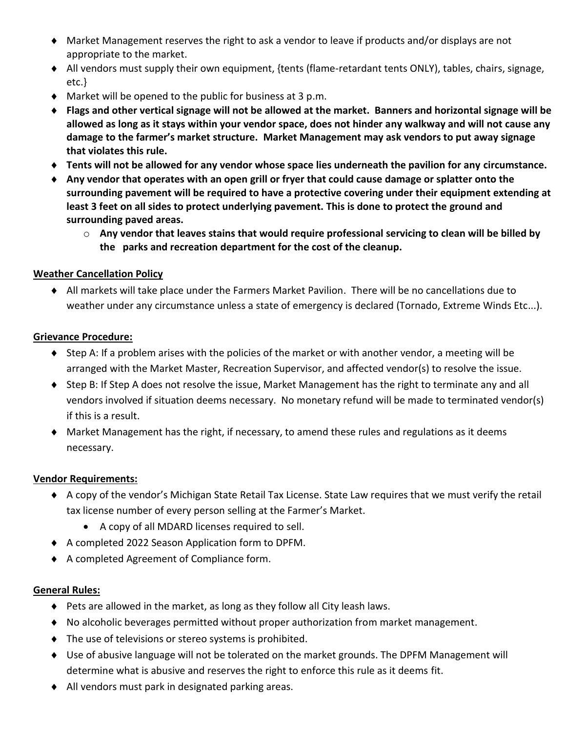- Market Management reserves the right to ask a vendor to leave if products and/or displays are not appropriate to the market.
- All vendors must supply their own equipment, {tents (flame-retardant tents ONLY), tables, chairs, signage, etc.}
- Market will be opened to the public for business at 3 p.m.
- **Flags and other vertical signage will not be allowed at the market. Banners and horizontal signage will be allowed as long as it stays within your vendor space, does not hinder any walkway and will not cause any damage to the farmer's market structure. Market Management may ask vendors to put away signage that violates this rule.**
- **Tents will not be allowed for any vendor whose space lies underneath the pavilion for any circumstance.**
- **Any vendor that operates with an open grill or fryer that could cause damage or splatter onto the surrounding pavement will be required to have a protective covering under their equipment extending at least 3 feet on all sides to protect underlying pavement. This is done to protect the ground and surrounding paved areas.**
  - **Any vendor that leaves stains that would require professional servicing to clean will be billed by the parks and recreation department for the cost of the cleanup.**

**Weather Cancellation Policy**

- All markets will take place under the Farmers Market Pavilion. There will be no cancellations due to weather under any circumstance unless a state of emergency is declared (Tornado, Extreme Winds Etc...).

**Grievance Procedure:**

- Step A: If a problem arises with the policies of the market or with another vendor, a meeting will be arranged with the Market Master, Recreation Supervisor, and affected vendor(s) to resolve the issue.
- Step B: If Step A does not resolve the issue, Market Management has the right to terminate any and all vendors involved if situation deems necessary. No monetary refund will be made to terminated vendor(s) if this is a result.
- Market Management has the right, if necessary, to amend these rules and regulations as it deems necessary.

**Vendor Requirements:**

- A copy of the vendor's Michigan State Retail Tax License. State Law requires that we must verify the retail tax license number of every person selling at the Farmer's Market.
  - A copy of all MDARD licenses required to sell.
- A completed 2022 Season Application form to DPFM.
- A completed Agreement of Compliance form.

**General Rules:**

- Pets are allowed in the market, as long as they follow all City leash laws.
- No alcoholic beverages permitted without proper authorization from market management.
- The use of televisions or stereo systems is prohibited.
- Use of abusive language will not be tolerated on the market grounds. The DPFM Management will determine what is abusive and reserves the right to enforce this rule as it deems fit.
- All vendors must park in designated parking areas.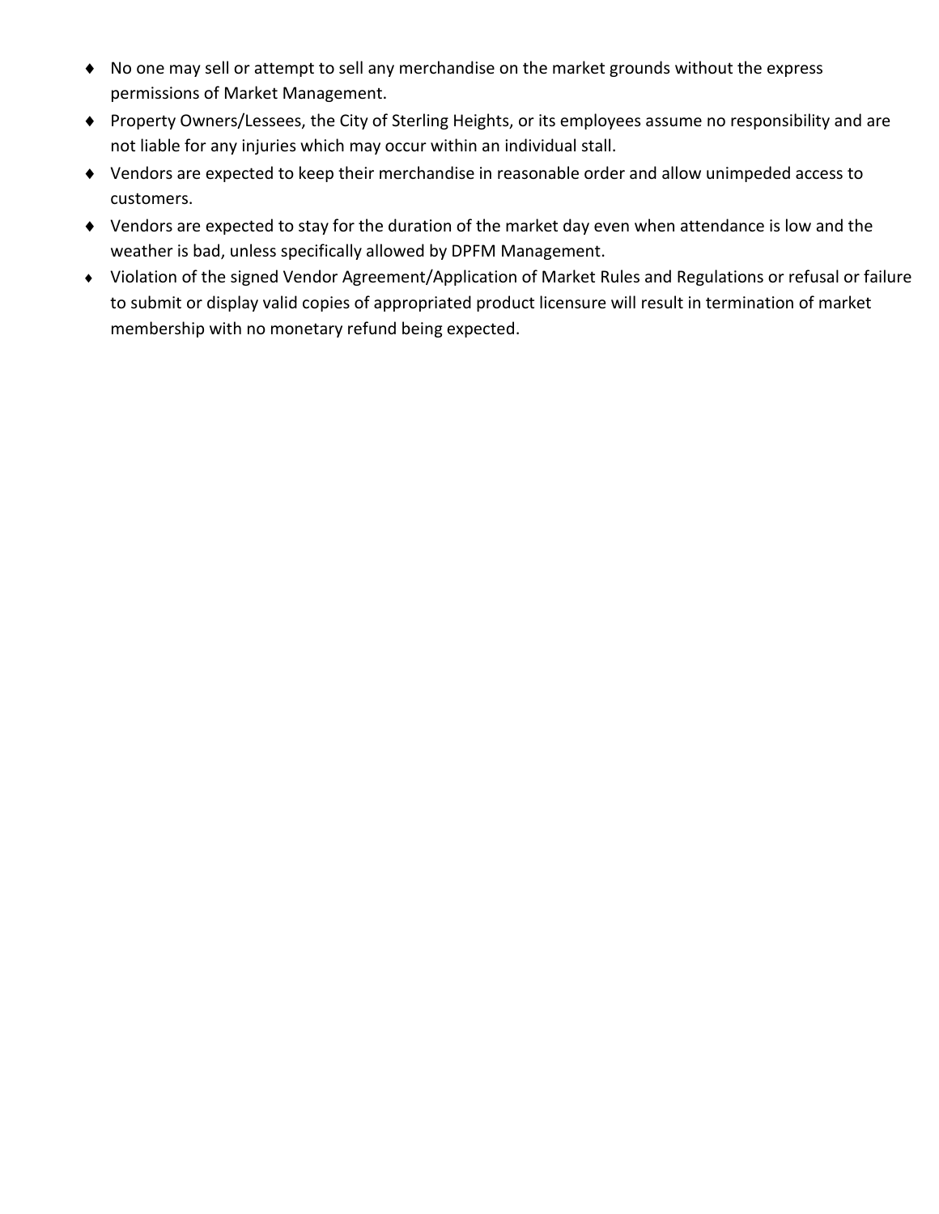- No one may sell or attempt to sell any merchandise on the market grounds without the express permissions of Market Management.
- Property Owners/Lessees, the City of Sterling Heights, or its employees assume no responsibility and are not liable for any injuries which may occur within an individual stall.
- Vendors are expected to keep their merchandise in reasonable order and allow unimpeded access to customers.
- Vendors are expected to stay for the duration of the market day even when attendance is low and the weather is bad, unless specifically allowed by DPFM Management.
- Violation of the signed Vendor Agreement/Application of Market Rules and Regulations or refusal or failure to submit or display valid copies of appropriated product licensure will result in termination of market membership with no monetary refund being expected.